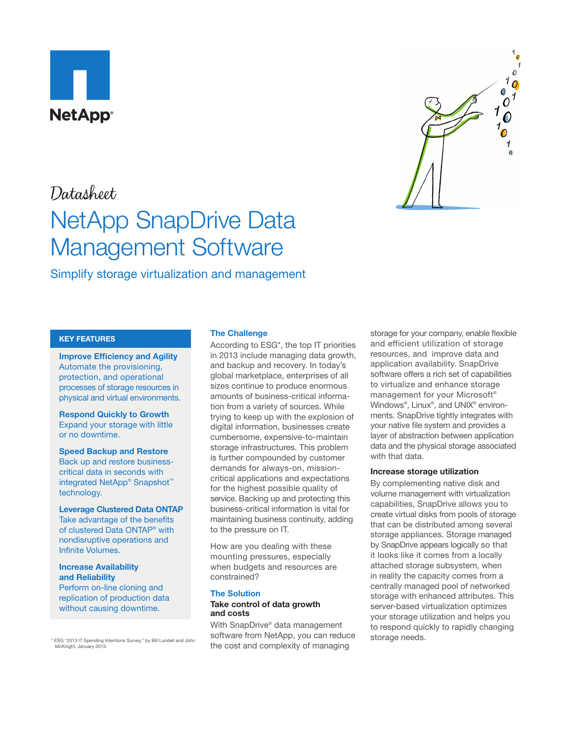NetApp®

Datasheet

# NetApp SnapDrive Data Management Software

Simplify storage virtualization and management

## KEY FEATURES

**Improve Efficiency and Agility**
Automate the provisioning, protection, and operational processes of storage resources in physical and virtual environments.

**Respond Quickly to Growth**
Expand your storage with little or no downtime.

**Speed Backup and Restore**
Back up and restore business-critical data in seconds with integrated NetApp® Snapshot™ technology.

**Leverage Clustered Data ONTAP**
Take advantage of the benefits of clustered Data ONTAP® with nondisruptive operations and Infinite Volumes.

**Increase Availability and Reliability**
Perform on-line cloning and replication of production data without causing downtime.

## The Challenge

According to ESG*, the top IT priorities in 2013 include managing data growth, and backup and recovery. In today's global marketplace, enterprises of all sizes continue to produce enormous amounts of business-critical information from a variety of sources. While trying to keep up with the explosion of digital information, businesses create cumbersome, expensive-to-maintain storage infrastructures. This problem is further compounded by customer demands for always-on, mission-critical applications and expectations for the highest possible quality of service. Backing up and protecting this business-critical information is vital for maintaining business continuity, adding to the pressure on IT.

How are you dealing with these mounting pressures, especially when budgets and resources are constrained?

## The Solution

### Take control of data growth and costs

With SnapDrive® data management software from NetApp, you can reduce the cost and complexity of managing storage for your company, enable flexible and efficient utilization of storage resources, and improve data and application availability. SnapDrive software offers a rich set of capabilities to virtualize and enhance storage management for your Microsoft® Windows®, Linux®, and UNIX® environments. SnapDrive tightly integrates with your native file system and provides a layer of abstraction between application data and the physical storage associated with that data.

### Increase storage utilization

By complementing native disk and volume management with virtualization capabilities, SnapDrive allows you to create virtual disks from pools of storage that can be distributed among several storage appliances. Storage managed by SnapDrive appears logically so that it looks like it comes from a locally attached storage subsystem, when in reality the capacity comes from a centrally managed pool of networked storage with enhanced attributes. This server-based virtualization optimizes your storage utilization and helps you to respond quickly to rapidly changing storage needs.

* ESG "2013 IT Spending Intentions Survey," by Bill Lundell and John McKnight, January 2013.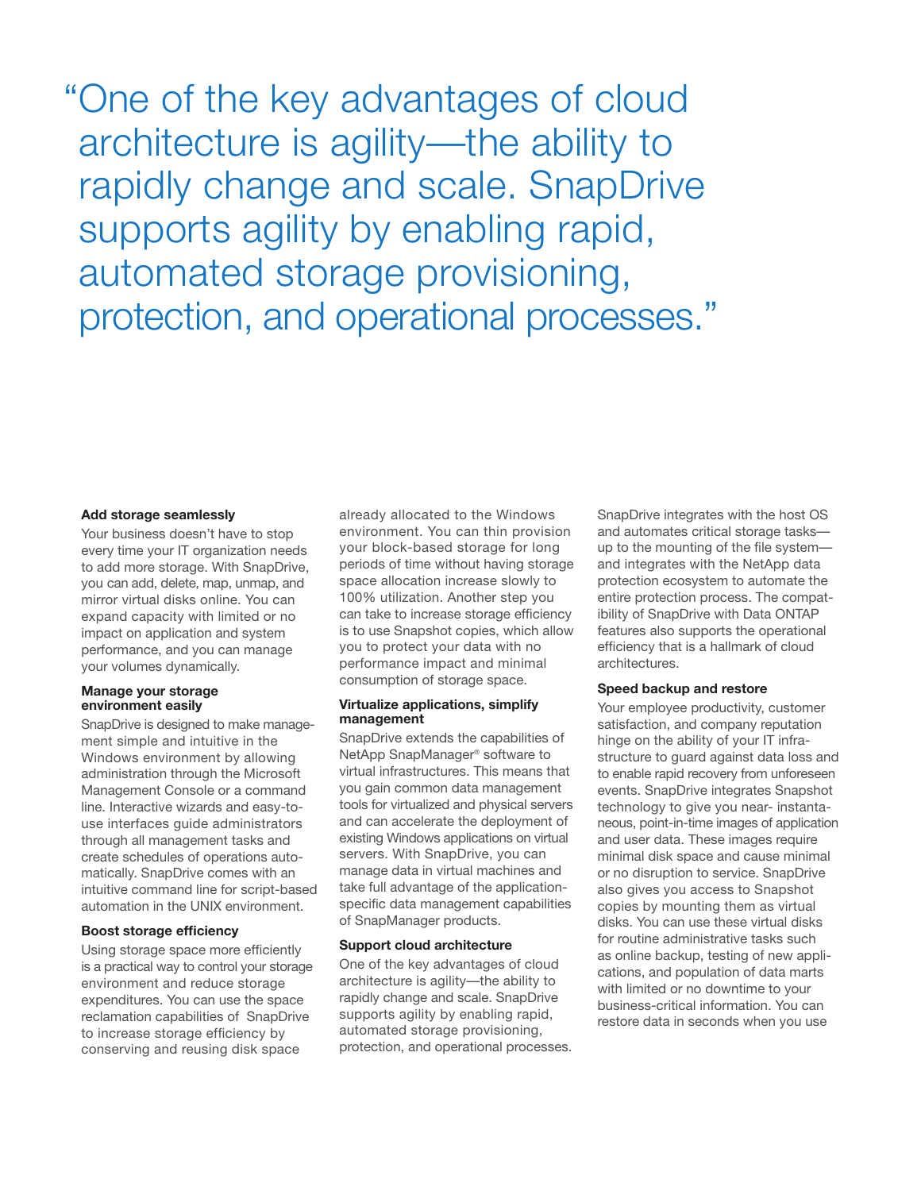> "One of the key advantages of cloud architecture is agility—the ability to rapidly change and scale. SnapDrive supports agility by enabling rapid, automated storage provisioning, protection, and operational processes."

**Add storage seamlessly**

Your business doesn't have to stop every time your IT organization needs to add more storage. With SnapDrive, you can add, delete, map, unmap, and mirror virtual disks online. You can expand capacity with limited or no impact on application and system performance, and you can manage your volumes dynamically.

**Manage your storage environment easily**

SnapDrive is designed to make management simple and intuitive in the Windows environment by allowing administration through the Microsoft Management Console or a command line. Interactive wizards and easy-to-use interfaces guide administrators through all management tasks and create schedules of operations automatically. SnapDrive comes with an intuitive command line for script-based automation in the UNIX environment.

**Boost storage efficiency**

Using storage space more efficiently is a practical way to control your storage environment and reduce storage expenditures. You can use the space reclamation capabilities of SnapDrive to increase storage efficiency by conserving and reusing disk space already allocated to the Windows environment. You can thin provision your block-based storage for long periods of time without having storage space allocation increase slowly to 100% utilization. Another step you can take to increase storage efficiency is to use Snapshot copies, which allow you to protect your data with no performance impact and minimal consumption of storage space.

**Virtualize applications, simplify management**

SnapDrive extends the capabilities of NetApp SnapManager® software to virtual infrastructures. This means that you gain common data management tools for virtualized and physical servers and can accelerate the deployment of existing Windows applications on virtual servers. With SnapDrive, you can manage data in virtual machines and take full advantage of the application-specific data management capabilities of SnapManager products.

**Support cloud architecture**

One of the key advantages of cloud architecture is agility—the ability to rapidly change and scale. SnapDrive supports agility by enabling rapid, automated storage provisioning, protection, and operational processes. SnapDrive integrates with the host OS and automates critical storage tasks—up to the mounting of the file system—and integrates with the NetApp data protection ecosystem to automate the entire protection process. The compatibility of SnapDrive with Data ONTAP features also supports the operational efficiency that is a hallmark of cloud architectures.

**Speed backup and restore**

Your employee productivity, customer satisfaction, and company reputation hinge on the ability of your IT infrastructure to guard against data loss and to enable rapid recovery from unforeseen events. SnapDrive integrates Snapshot technology to give you near- instantaneous, point-in-time images of application and user data. These images require minimal disk space and cause minimal or no disruption to service. SnapDrive also gives you access to Snapshot copies by mounting them as virtual disks. You can use these virtual disks for routine administrative tasks such as online backup, testing of new applications, and population of data marts with limited or no downtime to your business-critical information. You can restore data in seconds when you use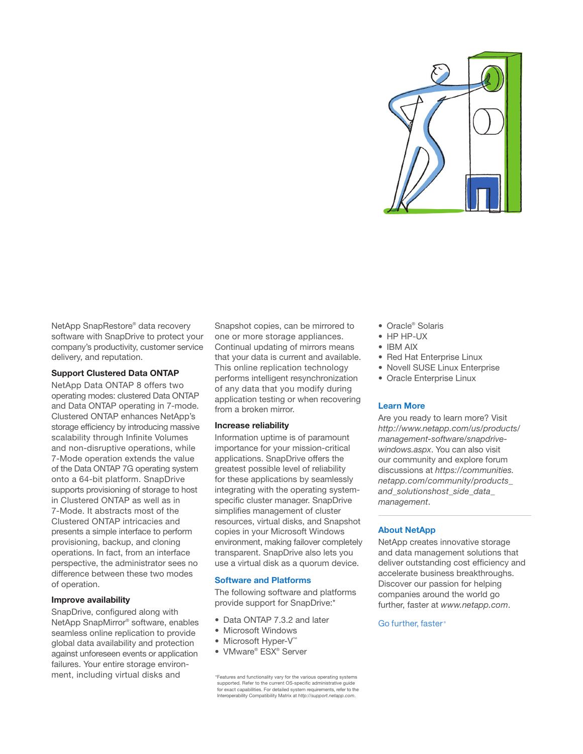NetApp SnapRestore® data recovery software with SnapDrive to protect your company's productivity, customer service delivery, and reputation.

**Support Clustered Data ONTAP**

NetApp Data ONTAP 8 offers two operating modes: clustered Data ONTAP and Data ONTAP operating in 7-mode. Clustered ONTAP enhances NetApp's storage efficiency by introducing massive scalability through Infinite Volumes and non-disruptive operations, while 7-Mode operation extends the value of the Data ONTAP 7G operating system onto a 64-bit platform. SnapDrive supports provisioning of storage to host in Clustered ONTAP as well as in 7-Mode. It abstracts most of the Clustered ONTAP intricacies and presents a simple interface to perform provisioning, backup, and cloning operations. In fact, from an interface perspective, the administrator sees no difference between these two modes of operation.

**Improve availability**

SnapDrive, configured along with NetApp SnapMirror® software, enables seamless online replication to provide global data availability and protection against unforeseen events or application failures. Your entire storage environment, including virtual disks and Snapshot copies, can be mirrored to one or more storage appliances. Continual updating of mirrors means that your data is current and available. This online replication technology performs intelligent resynchronization of any data that you modify during application testing or when recovering from a broken mirror.

**Increase reliability**

Information uptime is of paramount importance for your mission-critical applications. SnapDrive offers the greatest possible level of reliability for these applications by seamlessly integrating with the operating system-specific cluster manager. SnapDrive simplifies management of cluster resources, virtual disks, and Snapshot copies in your Microsoft Windows environment, making failover completely transparent. SnapDrive also lets you use a virtual disk as a quorum device.

## Software and Platforms

The following software and platforms provide support for SnapDrive:*

- Data ONTAP 7.3.2 and later
- Microsoft Windows
- Microsoft Hyper-V™
- VMware® ESX® Server
- Oracle® Solaris
- HP HP-UX
- IBM AIX
- Red Hat Enterprise Linux
- Novell SUSE Linux Enterprise
- Oracle Enterprise Linux

*Features and functionality vary for the various operating systems supported. Refer to the current OS-specific administrative guide for exact capabilities. For detailed system requirements, refer to the Interoperability Compatibility Matrix at *http://support.netapp.com*.

## Learn More

Are you ready to learn more? Visit *http://www.netapp.com/us/products/management-software/snapdrive-windows.aspx*. You can also visit our community and explore forum discussions at *https://communities.netapp.com/community/products_and_solutionshost_side_data_management*.

## About NetApp

NetApp creates innovative storage and data management solutions that deliver outstanding cost efficiency and accelerate business breakthroughs. Discover our passion for helping companies around the world go further, faster at *www.netapp.com*.

Go further, faster®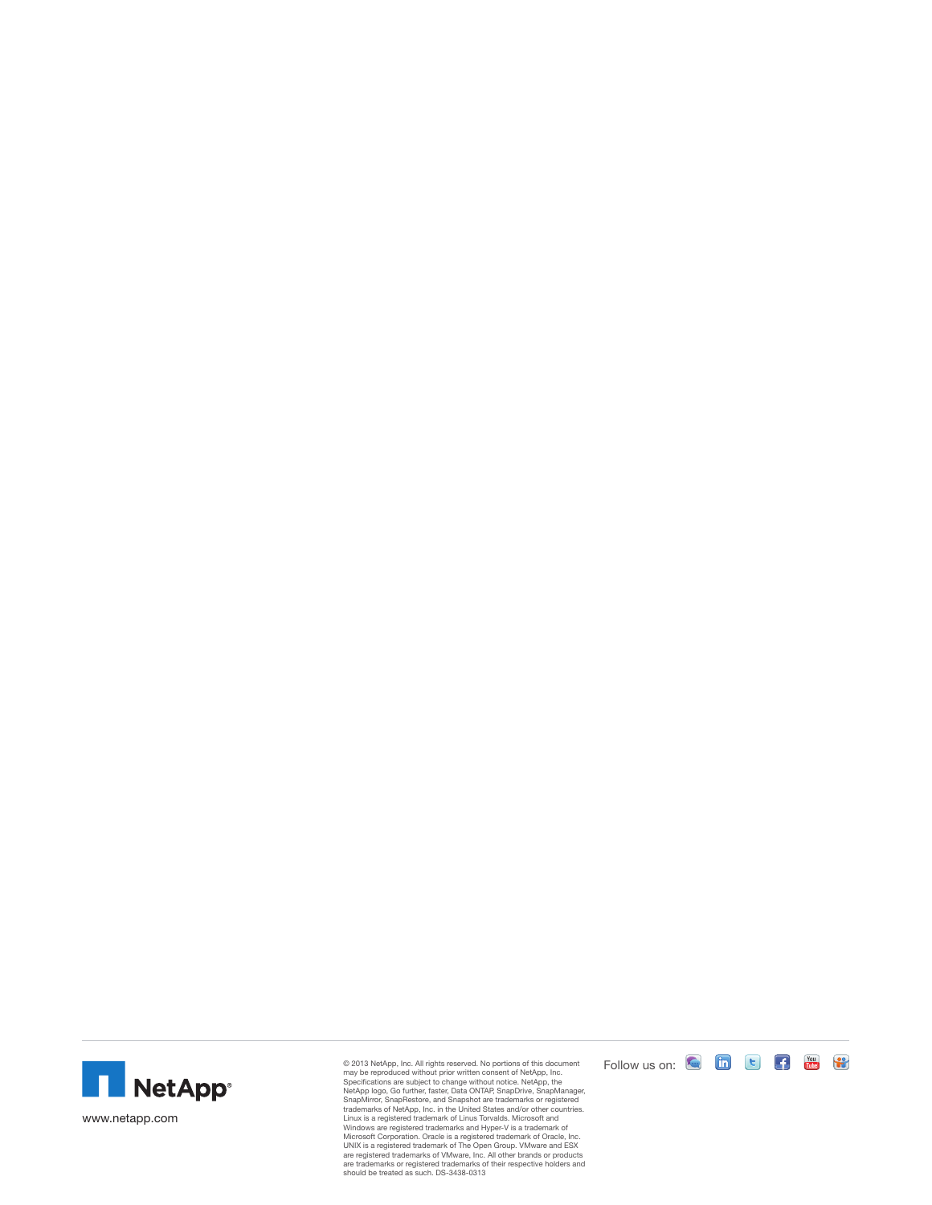NetApp®

www.netapp.com

© 2013 NetApp, Inc. All rights reserved. No portions of this document may be reproduced without prior written consent of NetApp, Inc. Specifications are subject to change without notice. NetApp, the NetApp logo, Go further, faster, Data ONTAP, SnapDrive, SnapManager, SnapMirror, SnapRestore, and Snapshot are trademarks or registered trademarks of NetApp, Inc. in the United States and/or other countries. Linux is a registered trademark of Linus Torvalds. Microsoft and Windows are registered trademarks and Hyper-V is a trademark of Microsoft Corporation. Oracle is a registered trademark of Oracle, Inc. UNIX is a registered trademark of The Open Group. VMware and ESX are registered trademarks of VMware, Inc. All other brands or products are trademarks or registered trademarks of their respective holders and should be treated as such. DS-3438-0313

Follow us on: